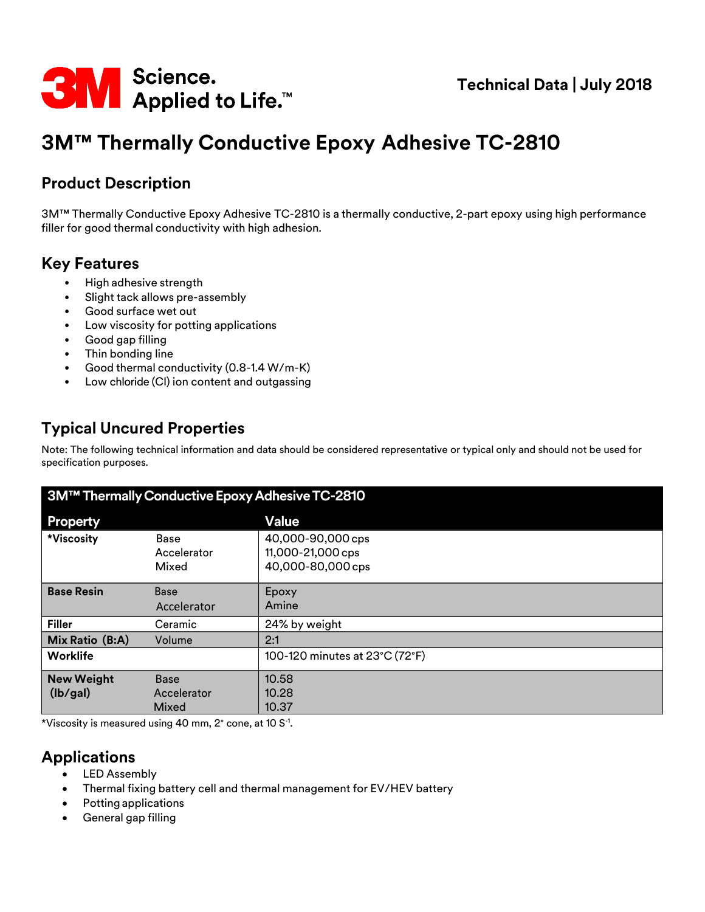Technical Data | July 2018

# 3M™ Thermally Conductive Epoxy Adhesive TC-2810

## Product Description

3M™ Thermally Conductive Epoxy Adhesive TC-2810 is a thermally conductive, 2-part epoxy using high performance filler for good thermal conductivity with high adhesion.

## Key Features

- High adhesive strength
- Slight tack allows pre-assembly
- Good surface wet out
- Low viscosity for potting applications
- Good gap filling
- Thin bonding line
- Good thermal conductivity (0.8-1.4 W/m-K)
- Low chloride (Cl) ion content and outgassing

## Typical Uncured Properties

Note: The following technical information and data should be considered representative or typical only and should not be used for specification purposes.

| 3M™ Thermally Conductive Epoxy Adhesive TC-2810 | | |
|---|---|---|
| **Property** | | **Value** |
| ***Viscosity** | Base | 40,000-90,000 cps |
| | Accelerator | 11,000-21,000 cps |
| | Mixed | 40,000-80,000 cps |
| **Base Resin** | Base | Epoxy |
| | Accelerator | Amine |
| **Filler** | Ceramic | 24% by weight |
| **Mix Ratio (B:A)** | Volume | 2:1 |
| **Worklife** | | 100-120 minutes at 23°C (72°F) |
| **New Weight (lb/gal)** | Base | 10.58 |
| | Accelerator | 10.28 |
| | Mixed | 10.37 |

*Viscosity is measured using 40 mm, 2° cone, at 10 $S^{-1}$.

## Applications

- LED Assembly
- Thermal fixing battery cell and thermal management for EV/HEV battery
- Potting applications
- General gap filling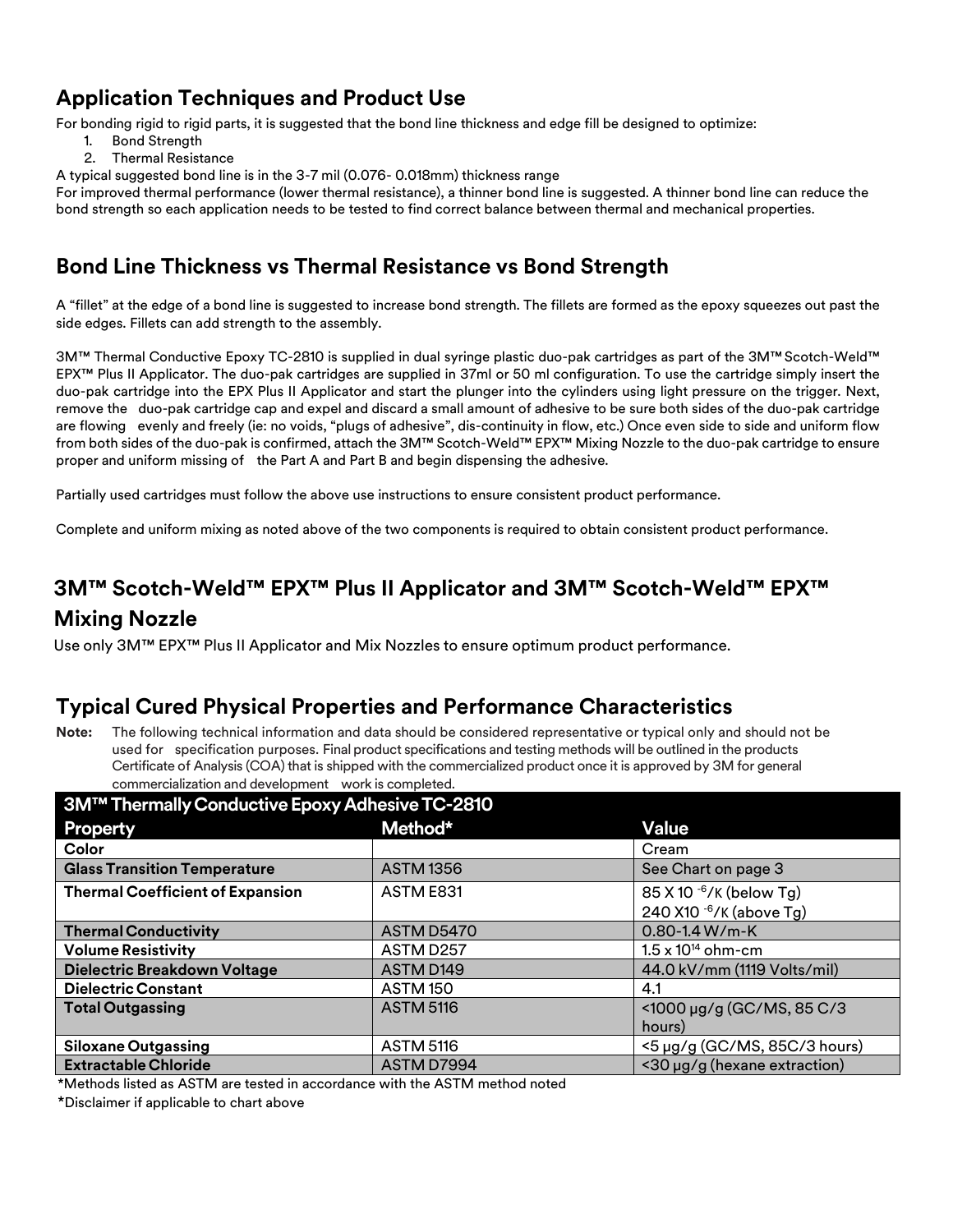## Application Techniques and Product Use

For bonding rigid to rigid parts, it is suggested that the bond line thickness and edge fill be designed to optimize:

1. Bond Strength
2. Thermal Resistance

A typical suggested bond line is in the 3-7 mil (0.076- 0.018mm) thickness range

For improved thermal performance (lower thermal resistance), a thinner bond line is suggested. A thinner bond line can reduce the bond strength so each application needs to be tested to find correct balance between thermal and mechanical properties.

## Bond Line Thickness vs Thermal Resistance vs Bond Strength

A "fillet" at the edge of a bond line is suggested to increase bond strength. The fillets are formed as the epoxy squeezes out past the side edges. Fillets can add strength to the assembly.

3M™ Thermal Conductive Epoxy TC-2810 is supplied in dual syringe plastic duo-pak cartridges as part of the 3M™ Scotch-Weld™ EPX™ Plus II Applicator. The duo-pak cartridges are supplied in 37ml or 50 ml configuration. To use the cartridge simply insert the duo-pak cartridge into the EPX Plus II Applicator and start the plunger into the cylinders using light pressure on the trigger. Next, remove the duo-pak cartridge cap and expel and discard a small amount of adhesive to be sure both sides of the duo-pak cartridge are flowing evenly and freely (ie: no voids, "plugs of adhesive", dis-continuity in flow, etc.) Once even side to side and uniform flow from both sides of the duo-pak is confirmed, attach the 3M™ Scotch-Weld™ EPX™ Mixing Nozzle to the duo-pak cartridge to ensure proper and uniform missing of the Part A and Part B and begin dispensing the adhesive.

Partially used cartridges must follow the above use instructions to ensure consistent product performance.

Complete and uniform mixing as noted above of the two components is required to obtain consistent product performance.

## 3M™ Scotch-Weld™ EPX™ Plus II Applicator and 3M™ Scotch-Weld™ EPX™ Mixing Nozzle

Use only 3M™ EPX™ Plus II Applicator and Mix Nozzles to ensure optimum product performance.

## Typical Cured Physical Properties and Performance Characteristics

**Note:** The following technical information and data should be considered representative or typical only and should not be used for specification purposes. Final product specifications and testing methods will be outlined in the products Certificate of Analysis (COA) that is shipped with the commercialized product once it is approved by 3M for general commercialization and development work is completed.

| 3M™ Thermally Conductive Epoxy Adhesive TC-2810 | | |
|---|---|---|
| **Property** | **Method*** | **Value** |
| **Color** | | Cream |
| **Glass Transition Temperature** | ASTM 1356 | See Chart on page 3 |
| **Thermal Coefficient of Expansion** | ASTM E831 | 85 X 10 $^{-6}$/K (below Tg)<br>240 X10 $^{-6}$/K (above Tg) |
| **Thermal Conductivity** | ASTM D5470 | 0.80-1.4 W/m-K |
| **Volume Resistivity** | ASTM D257 | 1.5 x 10$^{14}$ ohm-cm |
| **Dielectric Breakdown Voltage** | ASTM D149 | 44.0 kV/mm (1119 Volts/mil) |
| **Dielectric Constant** | ASTM 150 | 4.1 |
| **Total Outgassing** | ASTM 5116 | <1000 μg/g (GC/MS, 85 C/3 hours) |
| **Siloxane Outgassing** | ASTM 5116 | <5 μg/g (GC/MS, 85C/3 hours) |
| **Extractable Chloride** | ASTM D7994 | <30 μg/g (hexane extraction) |

*Methods listed as ASTM are tested in accordance with the ASTM method noted

*Disclaimer if applicable to chart above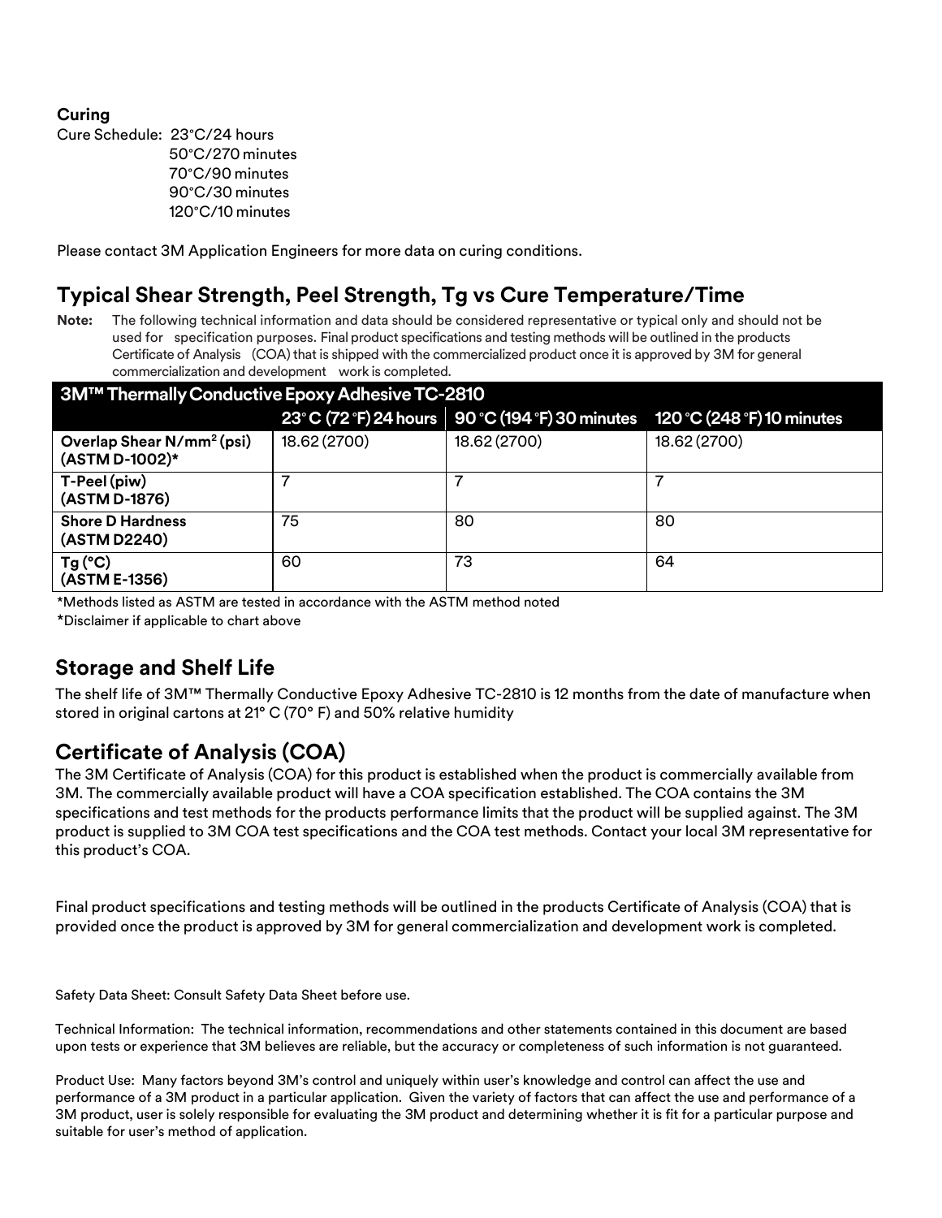**Curing**

Cure Schedule: 23°C/24 hours
50°C/270 minutes
70°C/90 minutes
90°C/30 minutes
120°C/10 minutes

Please contact 3M Application Engineers for more data on curing conditions.

## Typical Shear Strength, Peel Strength, Tg vs Cure Temperature/Time

**Note:** The following technical information and data should be considered representative or typical only and should not be used for specification purposes. Final product specifications and testing methods will be outlined in the products Certificate of Analysis (COA) that is shipped with the commercialized product once it is approved by 3M for general commercialization and development work is completed.

| 3M™ Thermally Conductive Epoxy Adhesive TC-2810 | | | |
|---|---|---|---|
| | 23° C (72 °F) 24 hours | 90 °C (194 °F) 30 minutes | 120 °C (248 °F) 10 minutes |
| **Overlap Shear N/mm² (psi) (ASTM D-1002)*** | 18.62 (2700) | 18.62 (2700) | 18.62 (2700) |
| **T-Peel (piw) (ASTM D-1876)** | 7 | 7 | 7 |
| **Shore D Hardness (ASTM D2240)** | 75 | 80 | 80 |
| **Tg (°C) (ASTM E-1356)** | 60 | 73 | 64 |

*Methods listed as ASTM are tested in accordance with the ASTM method noted

*Disclaimer if applicable to chart above

## Storage and Shelf Life

The shelf life of 3M™ Thermally Conductive Epoxy Adhesive TC-2810 is 12 months from the date of manufacture when stored in original cartons at 21° C (70° F) and 50% relative humidity

## Certificate of Analysis (COA)

The 3M Certificate of Analysis (COA) for this product is established when the product is commercially available from 3M. The commercially available product will have a COA specification established. The COA contains the 3M specifications and test methods for the products performance limits that the product will be supplied against. The 3M product is supplied to 3M COA test specifications and the COA test methods. Contact your local 3M representative for this product's COA.

Final product specifications and testing methods will be outlined in the products Certificate of Analysis (COA) that is provided once the product is approved by 3M for general commercialization and development work is completed.

Safety Data Sheet: Consult Safety Data Sheet before use.

Technical Information: The technical information, recommendations and other statements contained in this document are based upon tests or experience that 3M believes are reliable, but the accuracy or completeness of such information is not guaranteed.

Product Use: Many factors beyond 3M's control and uniquely within user's knowledge and control can affect the use and performance of a 3M product in a particular application. Given the variety of factors that can affect the use and performance of a 3M product, user is solely responsible for evaluating the 3M product and determining whether it is fit for a particular purpose and suitable for user's method of application.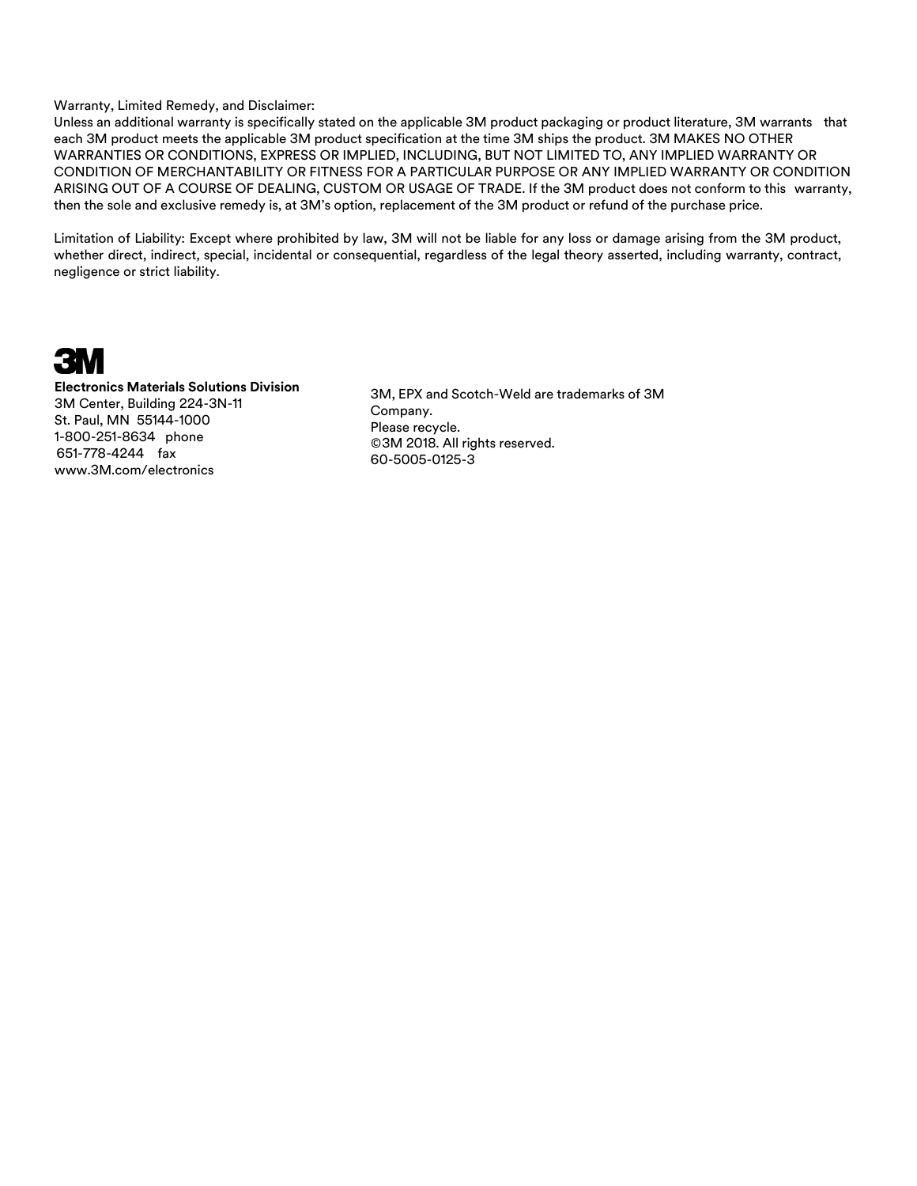Warranty, Limited Remedy, and Disclaimer:
Unless an additional warranty is specifically stated on the applicable 3M product packaging or product literature, 3M warrants that each 3M product meets the applicable 3M product specification at the time 3M ships the product. 3M MAKES NO OTHER WARRANTIES OR CONDITIONS, EXPRESS OR IMPLIED, INCLUDING, BUT NOT LIMITED TO, ANY IMPLIED WARRANTY OR CONDITION OF MERCHANTABILITY OR FITNESS FOR A PARTICULAR PURPOSE OR ANY IMPLIED WARRANTY OR CONDITION ARISING OUT OF A COURSE OF DEALING, CUSTOM OR USAGE OF TRADE. If the 3M product does not conform to this warranty, then the sole and exclusive remedy is, at 3M's option, replacement of the 3M product or refund of the purchase price.

Limitation of Liability: Except where prohibited by law, 3M will not be liable for any loss or damage arising from the 3M product, whether direct, indirect, special, incidental or consequential, regardless of the legal theory asserted, including warranty, contract, negligence or strict liability.

3M

**Electronics Materials Solutions Division**
3M Center, Building 224-3N-11
St. Paul, MN 55144-1000
1-800-251-8634 phone
651-778-4244 fax
www.3M.com/electronics

3M, EPX and Scotch-Weld are trademarks of 3M Company.
Please recycle.
©3M 2018. All rights reserved.
60-5005-0125-3